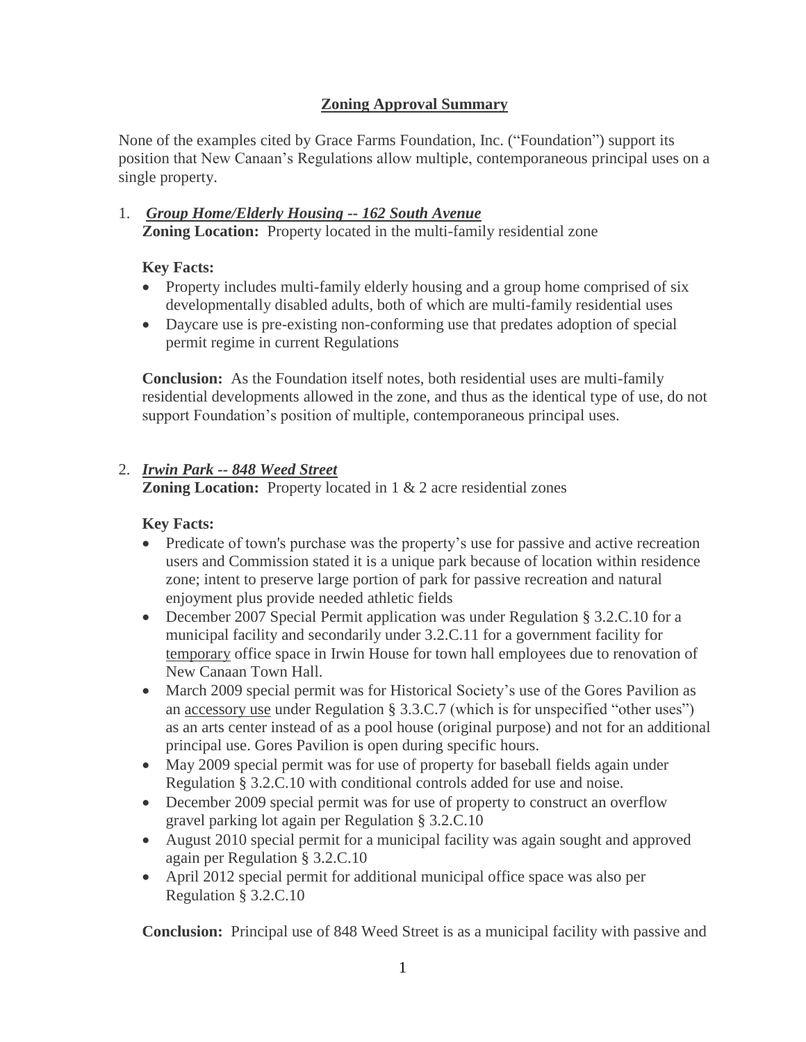## Zoning Approval Summary

None of the examples cited by Grace Farms Foundation, Inc. ("Foundation") support its position that New Canaan's Regulations allow multiple, contemporaneous principal uses on a single property.

1. ***Group Home/Elderly Housing -- 162 South Avenue***

   **Zoning Location:** Property located in the multi-family residential zone

   **Key Facts:**

   - Property includes multi-family elderly housing and a group home comprised of six developmentally disabled adults, both of which are multi-family residential uses
   - Daycare use is pre-existing non-conforming use that predates adoption of special permit regime in current Regulations

   **Conclusion:** As the Foundation itself notes, both residential uses are multi-family residential developments allowed in the zone, and thus as the identical type of use, do not support Foundation's position of multiple, contemporaneous principal uses.

2. ***Irwin Park -- 848 Weed Street***

   **Zoning Location:** Property located in 1 & 2 acre residential zones

   **Key Facts:**

   - Predicate of town's purchase was the property's use for passive and active recreation users and Commission stated it is a unique park because of location within residence zone; intent to preserve large portion of park for passive recreation and natural enjoyment plus provide needed athletic fields
   - December 2007 Special Permit application was under Regulation § 3.2.C.10 for a municipal facility and secondarily under 3.2.C.11 for a government facility for <u>temporary</u> office space in Irwin House for town hall employees due to renovation of New Canaan Town Hall.
   - March 2009 special permit was for Historical Society's use of the Gores Pavilion as an <u>accessory use</u> under Regulation § 3.3.C.7 (which is for unspecified "other uses") as an arts center instead of as a pool house (original purpose) and not for an additional principal use. Gores Pavilion is open during specific hours.
   - May 2009 special permit was for use of property for baseball fields again under Regulation § 3.2.C.10 with conditional controls added for use and noise.
   - December 2009 special permit was for use of property to construct an overflow gravel parking lot again per Regulation § 3.2.C.10
   - August 2010 special permit for a municipal facility was again sought and approved again per Regulation § 3.2.C.10
   - April 2012 special permit for additional municipal office space was also per Regulation § 3.2.C.10

   **Conclusion:** Principal use of 848 Weed Street is as a municipal facility with passive and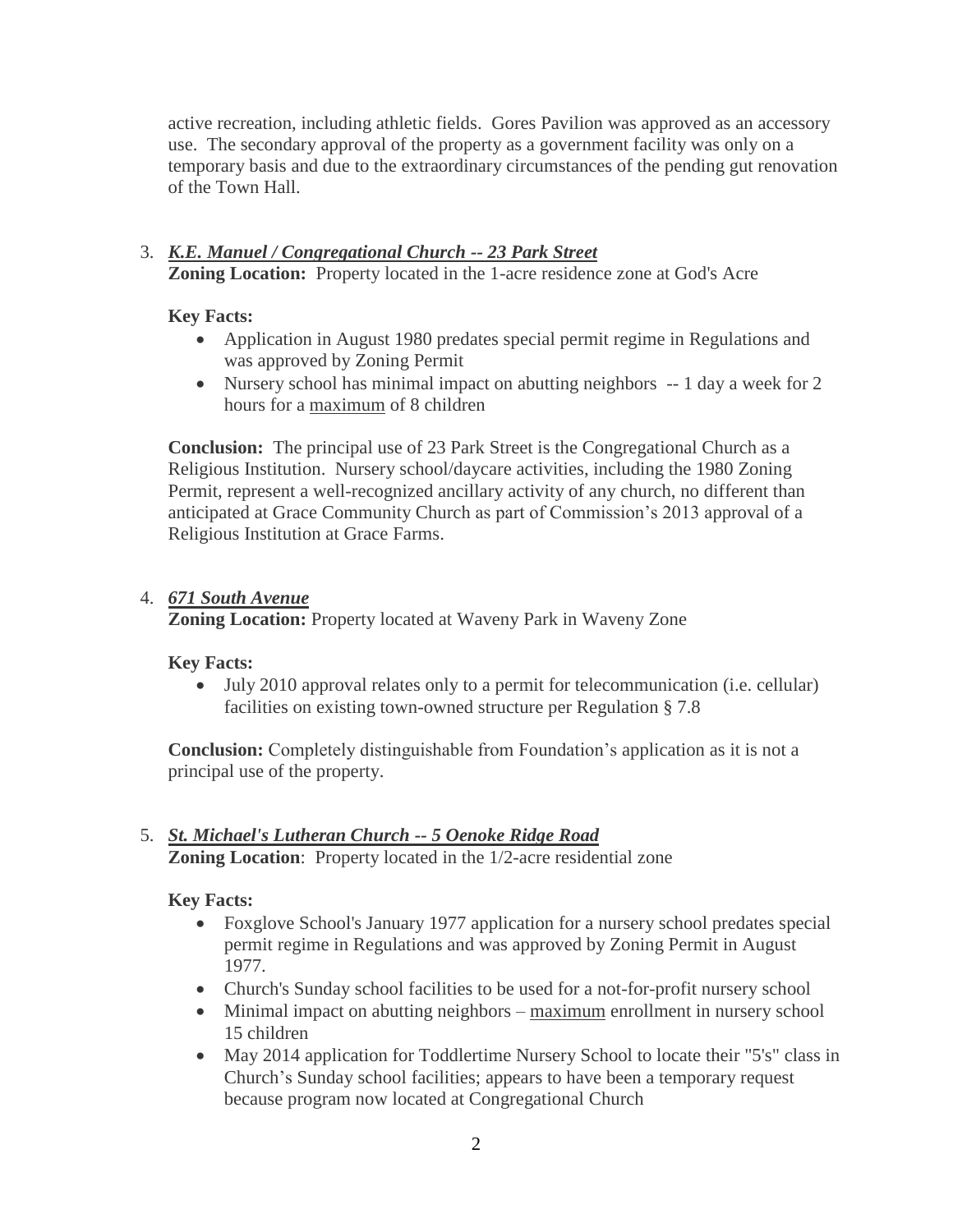active recreation, including athletic fields. Gores Pavilion was approved as an accessory use. The secondary approval of the property as a government facility was only on a temporary basis and due to the extraordinary circumstances of the pending gut renovation of the Town Hall.

3. ***K.E. Manuel / Congregational Church -- 23 Park Street***

   **Zoning Location:** Property located in the 1-acre residence zone at God's Acre

   **Key Facts:**

   - Application in August 1980 predates special permit regime in Regulations and was approved by Zoning Permit
   - Nursery school has minimal impact on abutting neighbors -- 1 day a week for 2 hours for a maximum of 8 children

   **Conclusion:** The principal use of 23 Park Street is the Congregational Church as a Religious Institution. Nursery school/daycare activities, including the 1980 Zoning Permit, represent a well-recognized ancillary activity of any church, no different than anticipated at Grace Community Church as part of Commission's 2013 approval of a Religious Institution at Grace Farms.

4. ***671 South Avenue***

   **Zoning Location:** Property located at Waveny Park in Waveny Zone

   **Key Facts:**

   - July 2010 approval relates only to a permit for telecommunication (i.e. cellular) facilities on existing town-owned structure per Regulation § 7.8

   **Conclusion:** Completely distinguishable from Foundation's application as it is not a principal use of the property.

5. ***St. Michael's Lutheran Church -- 5 Oenoke Ridge Road***

   **Zoning Location**: Property located in the 1/2-acre residential zone

   **Key Facts:**

   - Foxglove School's January 1977 application for a nursery school predates special permit regime in Regulations and was approved by Zoning Permit in August 1977.
   - Church's Sunday school facilities to be used for a not-for-profit nursery school
   - Minimal impact on abutting neighbors – maximum enrollment in nursery school 15 children
   - May 2014 application for Toddlertime Nursery School to locate their "5's" class in Church's Sunday school facilities; appears to have been a temporary request because program now located at Congregational Church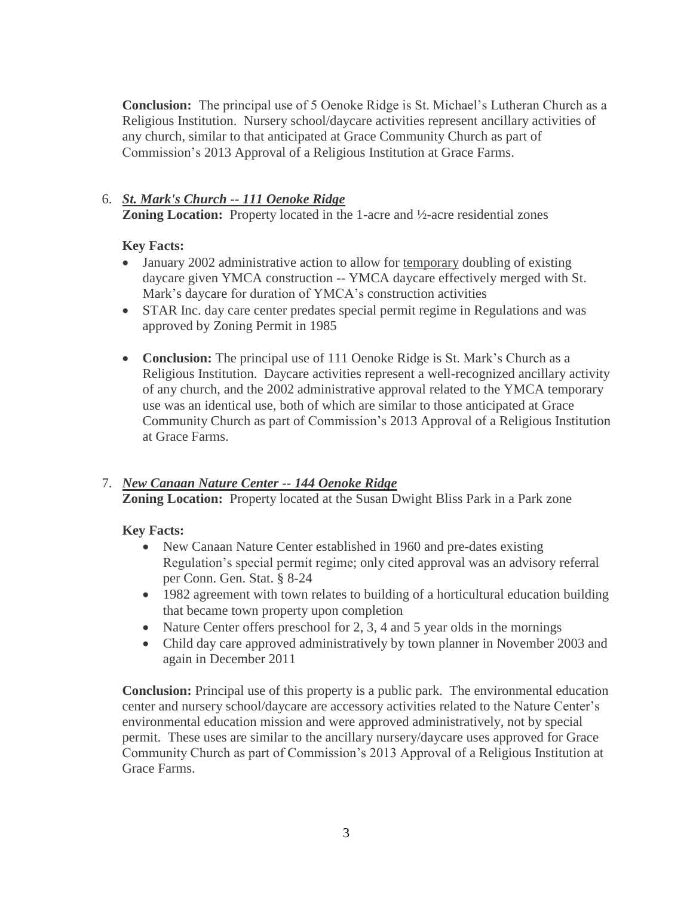**Conclusion:** The principal use of 5 Oenoke Ridge is St. Michael's Lutheran Church as a Religious Institution. Nursery school/daycare activities represent ancillary activities of any church, similar to that anticipated at Grace Community Church as part of Commission's 2013 Approval of a Religious Institution at Grace Farms.

6. ***St. Mark's Church -- 111 Oenoke Ridge***
   **Zoning Location:** Property located in the 1-acre and ½-acre residential zones

   **Key Facts:**

   - January 2002 administrative action to allow for temporary doubling of existing daycare given YMCA construction -- YMCA daycare effectively merged with St. Mark's daycare for duration of YMCA's construction activities
   - STAR Inc. day care center predates special permit regime in Regulations and was approved by Zoning Permit in 1985
   - **Conclusion:** The principal use of 111 Oenoke Ridge is St. Mark's Church as a Religious Institution. Daycare activities represent a well-recognized ancillary activity of any church, and the 2002 administrative approval related to the YMCA temporary use was an identical use, both of which are similar to those anticipated at Grace Community Church as part of Commission's 2013 Approval of a Religious Institution at Grace Farms.

7. ***New Canaan Nature Center -- 144 Oenoke Ridge***
   **Zoning Location:** Property located at the Susan Dwight Bliss Park in a Park zone

   **Key Facts:**

   - New Canaan Nature Center established in 1960 and pre-dates existing Regulation's special permit regime; only cited approval was an advisory referral per Conn. Gen. Stat. § 8-24
   - 1982 agreement with town relates to building of a horticultural education building that became town property upon completion
   - Nature Center offers preschool for 2, 3, 4 and 5 year olds in the mornings
   - Child day care approved administratively by town planner in November 2003 and again in December 2011

   **Conclusion:** Principal use of this property is a public park. The environmental education center and nursery school/daycare are accessory activities related to the Nature Center's environmental education mission and were approved administratively, not by special permit. These uses are similar to the ancillary nursery/daycare uses approved for Grace Community Church as part of Commission's 2013 Approval of a Religious Institution at Grace Farms.